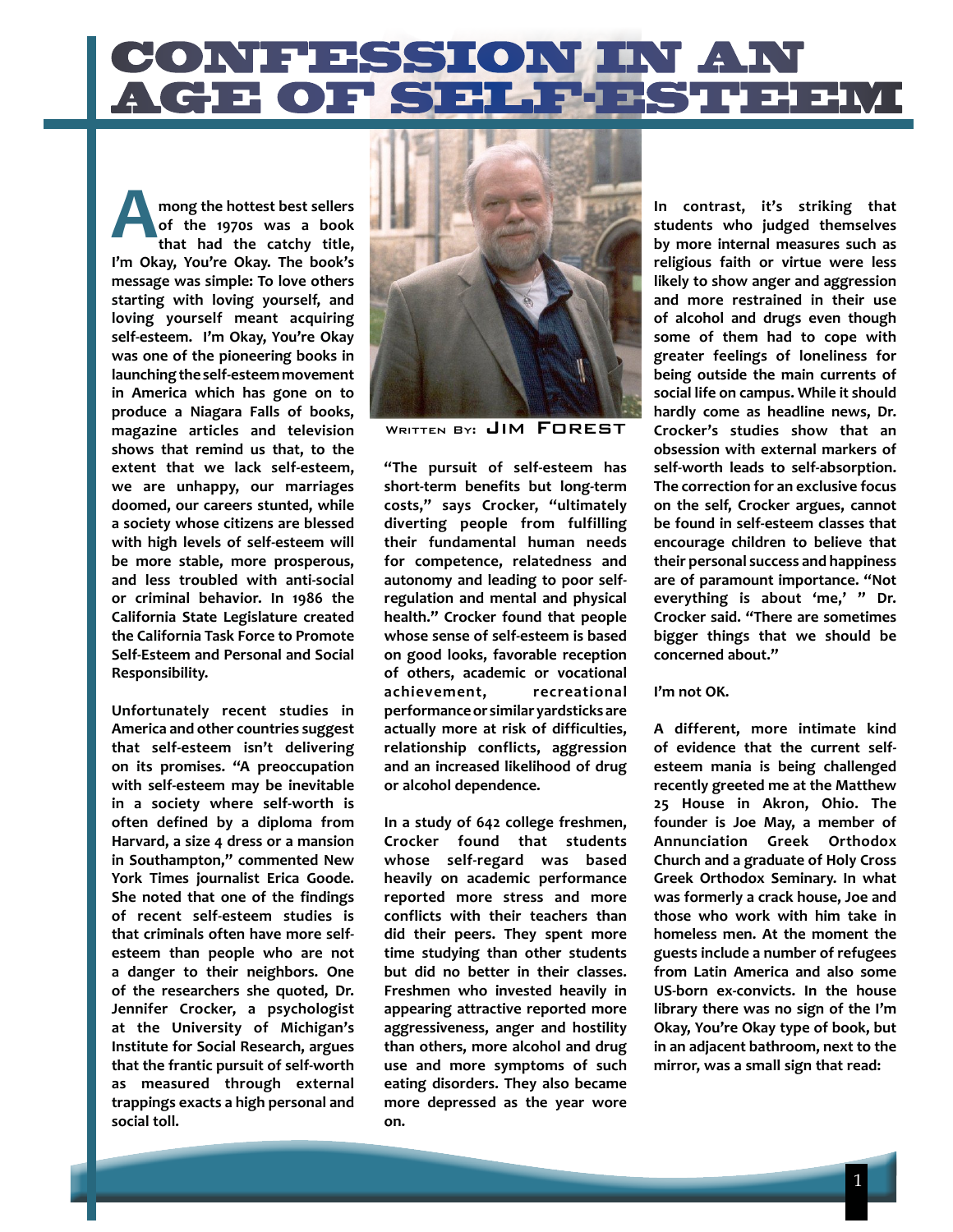# CONFESSION IN AN AGE OF SELF-ESTEEM

Written By: Jim Forest

Among the hottest best sellers of the 1970s was a book that had the catchy title, I'm Okay, You're Okay. The book's message was simple: To love others starting with loving yourself, and loving yourself meant acquiring self-esteem. I'm Okay, You're Okay was one of the pioneering books in launching the self-esteem movement in America which has gone on to produce a Niagara Falls of books, magazine articles and television shows that remind us that, to the extent that we lack self-esteem, we are unhappy, our marriages doomed, our careers stunted, while a society whose citizens are blessed with high levels of self-esteem will be more stable, more prosperous, and less troubled with anti-social or criminal behavior. In 1986 the California State Legislature created the California Task Force to Promote Self-Esteem and Personal and Social Responsibility.

Unfortunately recent studies in America and other countries suggest that self-esteem isn't delivering on its promises. "A preoccupation with self-esteem may be inevitable in a society where self-worth is often defined by a diploma from Harvard, a size 4 dress or a mansion in Southampton," commented New York Times journalist Erica Goode. She noted that one of the findings of recent self-esteem studies is that criminals often have more self-esteem than people who are not a danger to their neighbors. One of the researchers she quoted, Dr. Jennifer Crocker, a psychologist at the University of Michigan's Institute for Social Research, argues that the frantic pursuit of self-worth as measured through external trappings exacts a high personal and social toll.

"The pursuit of self-esteem has short-term benefits but long-term costs," says Crocker, "ultimately diverting people from fulfilling their fundamental human needs for competence, relatedness and autonomy and leading to poor self-regulation and mental and physical health." Crocker found that people whose sense of self-esteem is based on good looks, favorable reception of others, academic or vocational achievement, recreational performance or similar yardsticks are actually more at risk of difficulties, relationship conflicts, aggression and an increased likelihood of drug or alcohol dependence.

In a study of 642 college freshmen, Crocker found that students whose self-regard was based heavily on academic performance reported more stress and more conflicts with their teachers than did their peers. They spent more time studying than other students but did no better in their classes. Freshmen who invested heavily in appearing attractive reported more aggressiveness, anger and hostility than others, more alcohol and drug use and more symptoms of such eating disorders. They also became more depressed as the year wore on.

In contrast, it's striking that students who judged themselves by more internal measures such as religious faith or virtue were less likely to show anger and aggression and more restrained in their use of alcohol and drugs even though some of them had to cope with greater feelings of loneliness for being outside the main currents of social life on campus. While it should hardly come as headline news, Dr. Crocker's studies show that an obsession with external markers of self-worth leads to self-absorption. The correction for an exclusive focus on the self, Crocker argues, cannot be found in self-esteem classes that encourage children to believe that their personal success and happiness are of paramount importance. "Not everything is about 'me,' " Dr. Crocker said. "There are sometimes bigger things that we should be concerned about."

**I'm not OK.**

A different, more intimate kind of evidence that the current self-esteem mania is being challenged recently greeted me at the Matthew 25 House in Akron, Ohio. The founder is Joe May, a member of Annunciation Greek Orthodox Church and a graduate of Holy Cross Greek Orthodox Seminary. In what was formerly a crack house, Joe and those who work with him take in homeless men. At the moment the guests include a number of refugees from Latin America and also some US-born ex-convicts. In the house library there was no sign of the I'm Okay, You're Okay type of book, but in an adjacent bathroom, next to the mirror, was a small sign that read: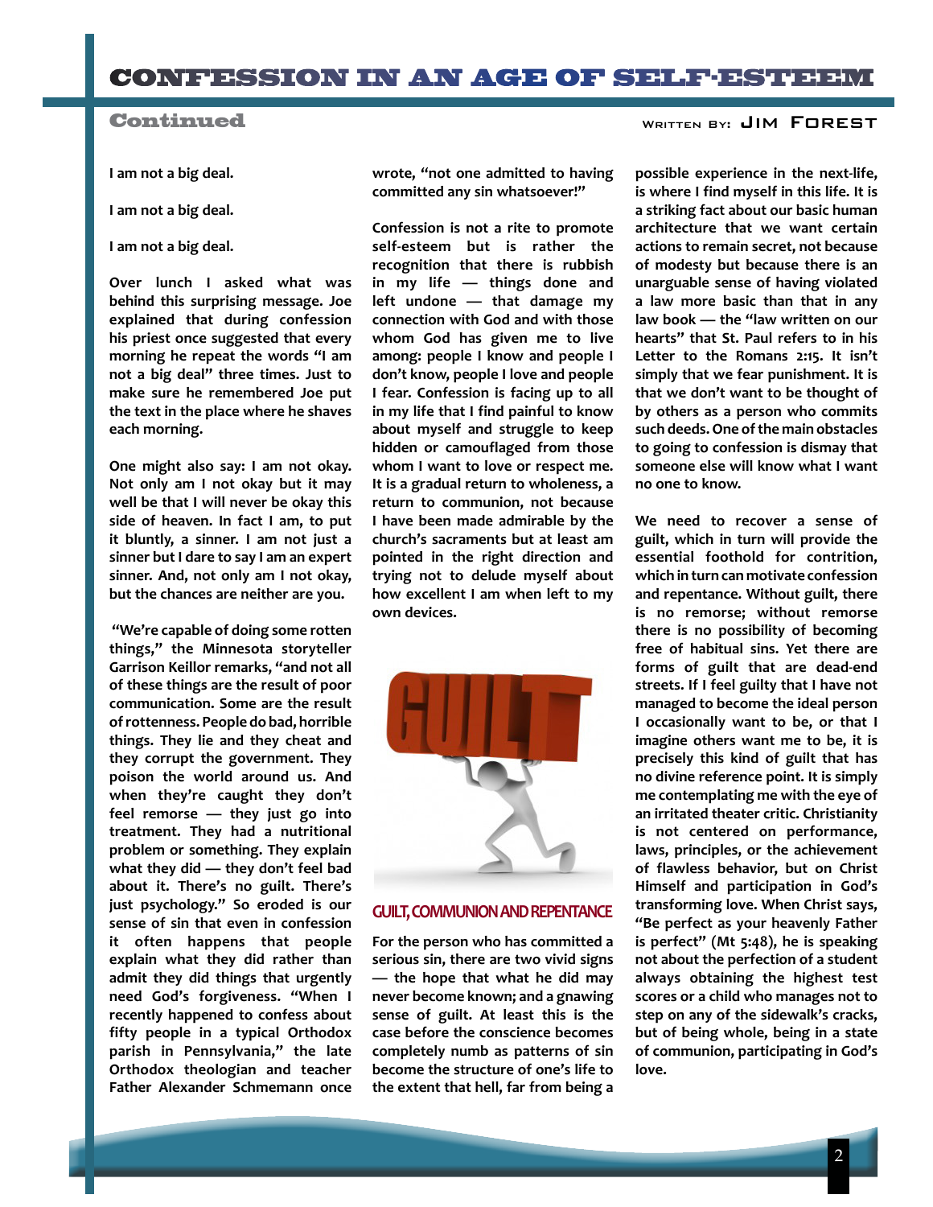# CONFESSION IN AN AGE OF SELF-ESTEEM

## Continued

Written By: Jim Forest

I am not a big deal.

I am not a big deal.

I am not a big deal.

Over lunch I asked what was behind this surprising message. Joe explained that during confession his priest once suggested that every morning he repeat the words "I am not a big deal" three times. Just to make sure he remembered Joe put the text in the place where he shaves each morning.

One might also say: I am not okay. Not only am I not okay but it may well be that I will never be okay this side of heaven. In fact I am, to put it bluntly, a sinner. I am not just a sinner but I dare to say I am an expert sinner. And, not only am I not okay, but the chances are neither are you.

"We're capable of doing some rotten things," the Minnesota storyteller Garrison Keillor remarks, "and not all of these things are the result of poor communication. Some are the result of rottenness. People do bad, horrible things. They lie and they cheat and they corrupt the government. They poison the world around us. And when they're caught they don't feel remorse — they just go into treatment. They had a nutritional problem or something. They explain what they did — they don't feel bad about it. There's no guilt. There's just psychology." So eroded is our sense of sin that even in confession it often happens that people explain what they did rather than admit they did things that urgently need God's forgiveness. "When I recently happened to confess about fifty people in a typical Orthodox parish in Pennsylvania," the late Orthodox theologian and teacher Father Alexander Schmemann once wrote, "not one admitted to having committed any sin whatsoever!"

Confession is not a rite to promote self-esteem but is rather the recognition that there is rubbish in my life — things done and left undone — that damage my connection with God and with those whom God has given me to live among: people I know and people I don't know, people I love and people I fear. Confession is facing up to all in my life that I find painful to know about myself and struggle to keep hidden or camouflaged from those whom I want to love or respect me. It is a gradual return to wholeness, a return to communion, not because I have been made admirable by the church's sacraments but at least am pointed in the right direction and trying not to delude myself about how excellent I am when left to my own devices.

### GUILT, COMMUNION AND REPENTANCE

For the person who has committed a serious sin, there are two vivid signs — the hope that what he did may never become known; and a gnawing sense of guilt. At least this is the case before the conscience becomes completely numb as patterns of sin become the structure of one's life to the extent that hell, far from being a possible experience in the next-life, is where I find myself in this life. It is a striking fact about our basic human architecture that we want certain actions to remain secret, not because of modesty but because there is an unarguable sense of having violated a law more basic than that in any law book — the "law written on our hearts" that St. Paul refers to in his Letter to the Romans 2:15. It isn't simply that we fear punishment. It is that we don't want to be thought of by others as a person who commits such deeds. One of the main obstacles to going to confession is dismay that someone else will know what I want no one to know.

We need to recover a sense of guilt, which in turn will provide the essential foothold for contrition, which in turn can motivate confession and repentance. Without guilt, there is no remorse; without remorse there is no possibility of becoming free of habitual sins. Yet there are forms of guilt that are dead-end streets. If I feel guilty that I have not managed to become the ideal person I occasionally want to be, or that I imagine others want me to be, it is precisely this kind of guilt that has no divine reference point. It is simply me contemplating me with the eye of an irritated theater critic. Christianity is not centered on performance, laws, principles, or the achievement of flawless behavior, but on Christ Himself and participation in God's transforming love. When Christ says, "Be perfect as your heavenly Father is perfect" (Mt 5:48), he is speaking not about the perfection of a student always obtaining the highest test scores or a child who manages not to step on any of the sidewalk's cracks, but of being whole, being in a state of communion, participating in God's love.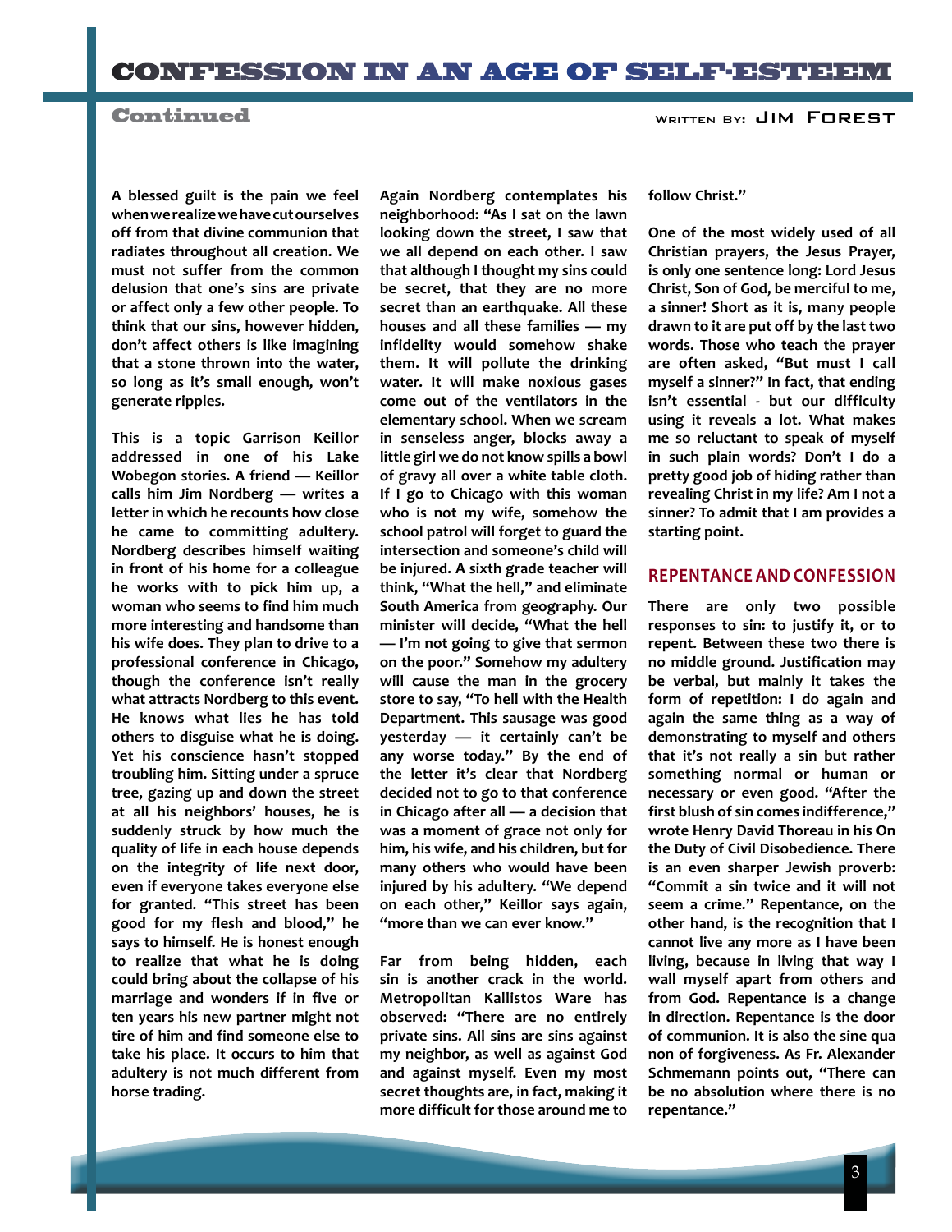# CONFESSION IN AN AGE OF SELF-ESTEEM

**Continued**

WRITTEN BY: JIM FOREST

**A blessed guilt is the pain we feel when we realize we have cut ourselves off from that divine communion that radiates throughout all creation. We must not suffer from the common delusion that one's sins are private or affect only a few other people. To think that our sins, however hidden, don't affect others is like imagining that a stone thrown into the water, so long as it's small enough, won't generate ripples.**

**This is a topic Garrison Keillor addressed in one of his Lake Wobegon stories. A friend — Keillor calls him Jim Nordberg — writes a letter in which he recounts how close he came to committing adultery. Nordberg describes himself waiting in front of his home for a colleague he works with to pick him up, a woman who seems to find him much more interesting and handsome than his wife does. They plan to drive to a professional conference in Chicago, though the conference isn't really what attracts Nordberg to this event. He knows what lies he has told others to disguise what he is doing. Yet his conscience hasn't stopped troubling him. Sitting under a spruce tree, gazing up and down the street at all his neighbors' houses, he is suddenly struck by how much the quality of life in each house depends on the integrity of life next door, even if everyone takes everyone else for granted. "This street has been good for my flesh and blood," he says to himself. He is honest enough to realize that what he is doing could bring about the collapse of his marriage and wonders if in five or ten years his new partner might not tire of him and find someone else to take his place. It occurs to him that adultery is not much different from horse trading.**

**Again Nordberg contemplates his neighborhood: "As I sat on the lawn looking down the street, I saw that we all depend on each other. I saw that although I thought my sins could be secret, that they are no more secret than an earthquake. All these houses and all these families — my infidelity would somehow shake them. It will pollute the drinking water. It will make noxious gases come out of the ventilators in the elementary school. When we scream in senseless anger, blocks away a little girl we do not know spills a bowl of gravy all over a white table cloth. If I go to Chicago with this woman who is not my wife, somehow the school patrol will forget to guard the intersection and someone's child will be injured. A sixth grade teacher will think, "What the hell," and eliminate South America from geography. Our minister will decide, "What the hell — I'm not going to give that sermon on the poor." Somehow my adultery will cause the man in the grocery store to say, "To hell with the Health Department. This sausage was good yesterday — it certainly can't be any worse today." By the end of the letter it's clear that Nordberg decided not to go to that conference in Chicago after all — a decision that was a moment of grace not only for him, his wife, and his children, but for many others who would have been injured by his adultery. "We depend on each other," Keillor says again, "more than we can ever know."**

**Far from being hidden, each sin is another crack in the world. Metropolitan Kallistos Ware has observed: "There are no entirely private sins. All sins are sins against my neighbor, as well as against God and against myself. Even my most secret thoughts are, in fact, making it more difficult for those around me to follow Christ."**

**One of the most widely used of all Christian prayers, the Jesus Prayer, is only one sentence long: Lord Jesus Christ, Son of God, be merciful to me, a sinner! Short as it is, many people drawn to it are put off by the last two words. Those who teach the prayer are often asked, "But must I call myself a sinner?" In fact, that ending isn't essential - but our difficulty using it reveals a lot. What makes me so reluctant to speak of myself in such plain words? Don't I do a pretty good job of hiding rather than revealing Christ in my life? Am I not a sinner? To admit that I am provides a starting point.**

## REPENTANCE AND CONFESSION

**There are only two possible responses to sin: to justify it, or to repent. Between these two there is no middle ground. Justification may be verbal, but mainly it takes the form of repetition: I do again and again the same thing as a way of demonstrating to myself and others that it's not really a sin but rather something normal or human or necessary or even good. "After the first blush of sin comes indifference," wrote Henry David Thoreau in his On the Duty of Civil Disobedience. There is an even sharper Jewish proverb: "Commit a sin twice and it will not seem a crime." Repentance, on the other hand, is the recognition that I cannot live any more as I have been living, because in living that way I wall myself apart from others and from God. Repentance is a change in direction. Repentance is the door of communion. It is also the sine qua non of forgiveness. As Fr. Alexander Schmemann points out, "There can be no absolution where there is no repentance."**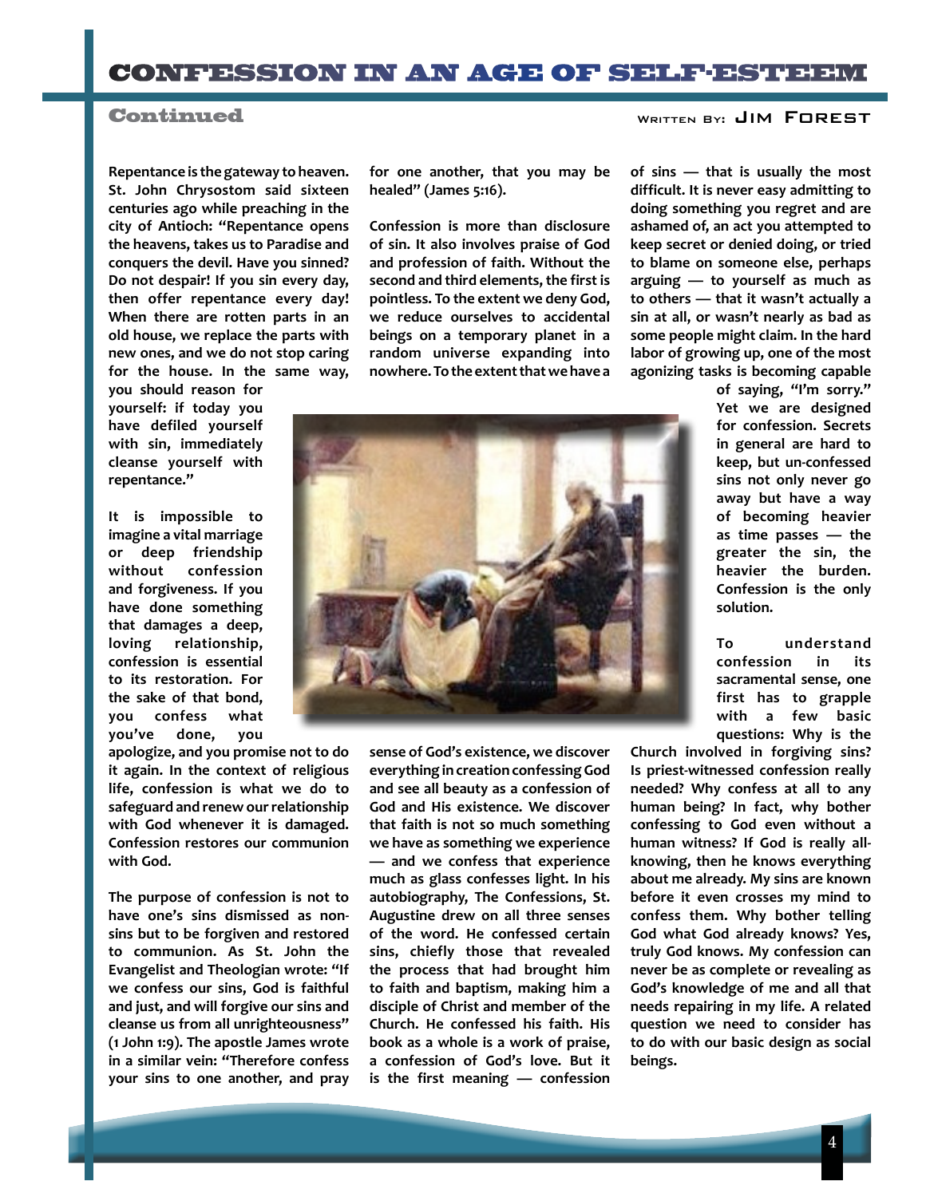# CONFESSION IN AN AGE OF SELF-ESTEEM

## Continued

WRITTEN BY: JIM FOREST

Repentance is the gateway to heaven. St. John Chrysostom said sixteen centuries ago while preaching in the city of Antioch: "Repentance opens the heavens, takes us to Paradise and conquers the devil. Have you sinned? Do not despair! If you sin every day, then offer repentance every day! When there are rotten parts in an old house, we replace the parts with new ones, and we do not stop caring for the house. In the same way, you should reason for yourself: if today you have defiled yourself with sin, immediately cleanse yourself with repentance."

It is impossible to imagine a vital marriage or deep friendship without confession and forgiveness. If you have done something that damages a deep, loving relationship, confession is essential to its restoration. For the sake of that bond, you confess what you've done, you apologize, and you promise not to do it again. In the context of religious life, confession is what we do to safeguard and renew our relationship with God whenever it is damaged. Confession restores our communion with God.

The purpose of confession is not to have one's sins dismissed as non-sins but to be forgiven and restored to communion. As St. John the Evangelist and Theologian wrote: "If we confess our sins, God is faithful and just, and will forgive our sins and cleanse us from all unrighteousness" (1 John 1:9). The apostle James wrote in a similar vein: "Therefore confess your sins to one another, and pray for one another, that you may be healed" (James 5:16).

Confession is more than disclosure of sin. It also involves praise of God and profession of faith. Without the second and third elements, the first is pointless. To the extent we deny God, we reduce ourselves to accidental beings on a temporary planet in a random universe expanding into nowhere. To the extent that we have a sense of God's existence, we discover everything in creation confessing God and see all beauty as a confession of God and His existence. We discover that faith is not so much something we have as something we experience — and we confess that experience much as glass confesses light. In his autobiography, The Confessions, St. Augustine drew on all three senses of the word. He confessed certain sins, chiefly those that revealed the process that had brought him to faith and baptism, making him a disciple of Christ and member of the Church. He confessed his faith. His book as a whole is a work of praise, a confession of God's love. But it is the first meaning — confession of sins — that is usually the most difficult. It is never easy admitting to doing something you regret and are ashamed of, an act you attempted to keep secret or denied doing, or tried to blame on someone else, perhaps arguing — to yourself as much as to others — that it wasn't actually a sin at all, or wasn't nearly as bad as some people might claim. In the hard labor of growing up, one of the most agonizing tasks is becoming capable of saying, "I'm sorry." Yet we are designed for confession. Secrets in general are hard to keep, but un-confessed sins not only never go away but have a way of becoming heavier as time passes — the greater the sin, the heavier the burden. Confession is the only solution.

To understand confession in its sacramental sense, one first has to grapple with a few basic questions: Why is the Church involved in forgiving sins? Is priest-witnessed confession really needed? Why confess at all to any human being? In fact, why bother confessing to God even without a human witness? If God is really all-knowing, then he knows everything about me already. My sins are known before it even crosses my mind to confess them. Why bother telling God what God already knows? Yes, truly God knows. My confession can never be as complete or revealing as God's knowledge of me and all that needs repairing in my life. A related question we need to consider has to do with our basic design as social beings.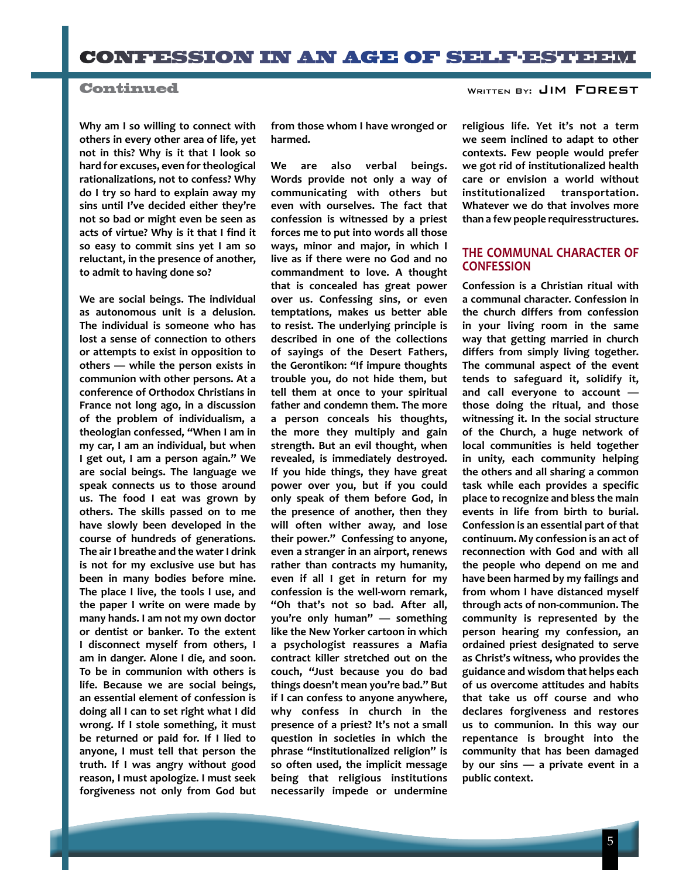# CONFESSION IN AN AGE OF SELF-ESTEEM

**Continued**

Written By: Jim Forest

Why am I so willing to connect with others in every other area of life, yet not in this? Why is it that I look so hard for excuses, even for theological rationalizations, not to confess? Why do I try so hard to explain away my sins until I've decided either they're not so bad or might even be seen as acts of virtue? Why is it that I find it so easy to commit sins yet I am so reluctant, in the presence of another, to admit to having done so?

We are social beings. The individual as autonomous unit is a delusion. The individual is someone who has lost a sense of connection to others or attempts to exist in opposition to others — while the person exists in communion with other persons. At a conference of Orthodox Christians in France not long ago, in a discussion of the problem of individualism, a theologian confessed, "When I am in my car, I am an individual, but when I get out, I am a person again." We are social beings. The language we speak connects us to those around us. The food I eat was grown by others. The skills passed on to me have slowly been developed in the course of hundreds of generations. The air I breathe and the water I drink is not for my exclusive use but has been in many bodies before mine. The place I live, the tools I use, and the paper I write on were made by many hands. I am not my own doctor or dentist or banker. To the extent I disconnect myself from others, I am in danger. Alone I die, and soon. To be in communion with others is life. Because we are social beings, an essential element of confession is doing all I can to set right what I did wrong. If I stole something, it must be returned or paid for. If I lied to anyone, I must tell that person the truth. If I was angry without good reason, I must apologize. I must seek forgiveness not only from God but from those whom I have wronged or harmed.

We are also verbal beings. Words provide not only a way of communicating with others but even with ourselves. The fact that confession is witnessed by a priest forces me to put into words all those ways, minor and major, in which I live as if there were no God and no commandment to love. A thought that is concealed has great power over us. Confessing sins, or even temptations, makes us better able to resist. The underlying principle is described in one of the collections of sayings of the Desert Fathers, the Gerontikon: "If impure thoughts trouble you, do not hide them, but tell them at once to your spiritual father and condemn them. The more a person conceals his thoughts, the more they multiply and gain strength. But an evil thought, when revealed, is immediately destroyed. If you hide things, they have great power over you, but if you could only speak of them before God, in the presence of another, then they will often wither away, and lose their power." Confessing to anyone, even a stranger in an airport, renews rather than contracts my humanity, even if all I get in return for my confession is the well-worn remark, "Oh that's not so bad. After all, you're only human" — something like the New Yorker cartoon in which a psychologist reassures a Mafia contract killer stretched out on the couch, "Just because you do bad things doesn't mean you're bad." But if I can confess to anyone anywhere, why confess in church in the presence of a priest? It's not a small question in societies in which the phrase "institutionalized religion" is so often used, the implicit message being that religious institutions necessarily impede or undermine religious life. Yet it's not a term we seem inclined to adapt to other contexts. Few people would prefer we got rid of institutionalized health care or envision a world without institutionalized transportation. Whatever we do that involves more than a few people requiresstructures.

## THE COMMUNAL CHARACTER OF CONFESSION

Confession is a Christian ritual with a communal character. Confession in the church differs from confession in your living room in the same way that getting married in church differs from simply living together. The communal aspect of the event tends to safeguard it, solidify it, and call everyone to account — those doing the ritual, and those witnessing it. In the social structure of the Church, a huge network of local communities is held together in unity, each community helping the others and all sharing a common task while each provides a specific place to recognize and bless the main events in life from birth to burial. Confession is an essential part of that continuum. My confession is an act of reconnection with God and with all the people who depend on me and have been harmed by my failings and from whom I have distanced myself through acts of non-communion. The community is represented by the person hearing my confession, an ordained priest designated to serve as Christ's witness, who provides the guidance and wisdom that helps each of us overcome attitudes and habits that take us off course and who declares forgiveness and restores us to communion. In this way our repentance is brought into the community that has been damaged by our sins — a private event in a public context.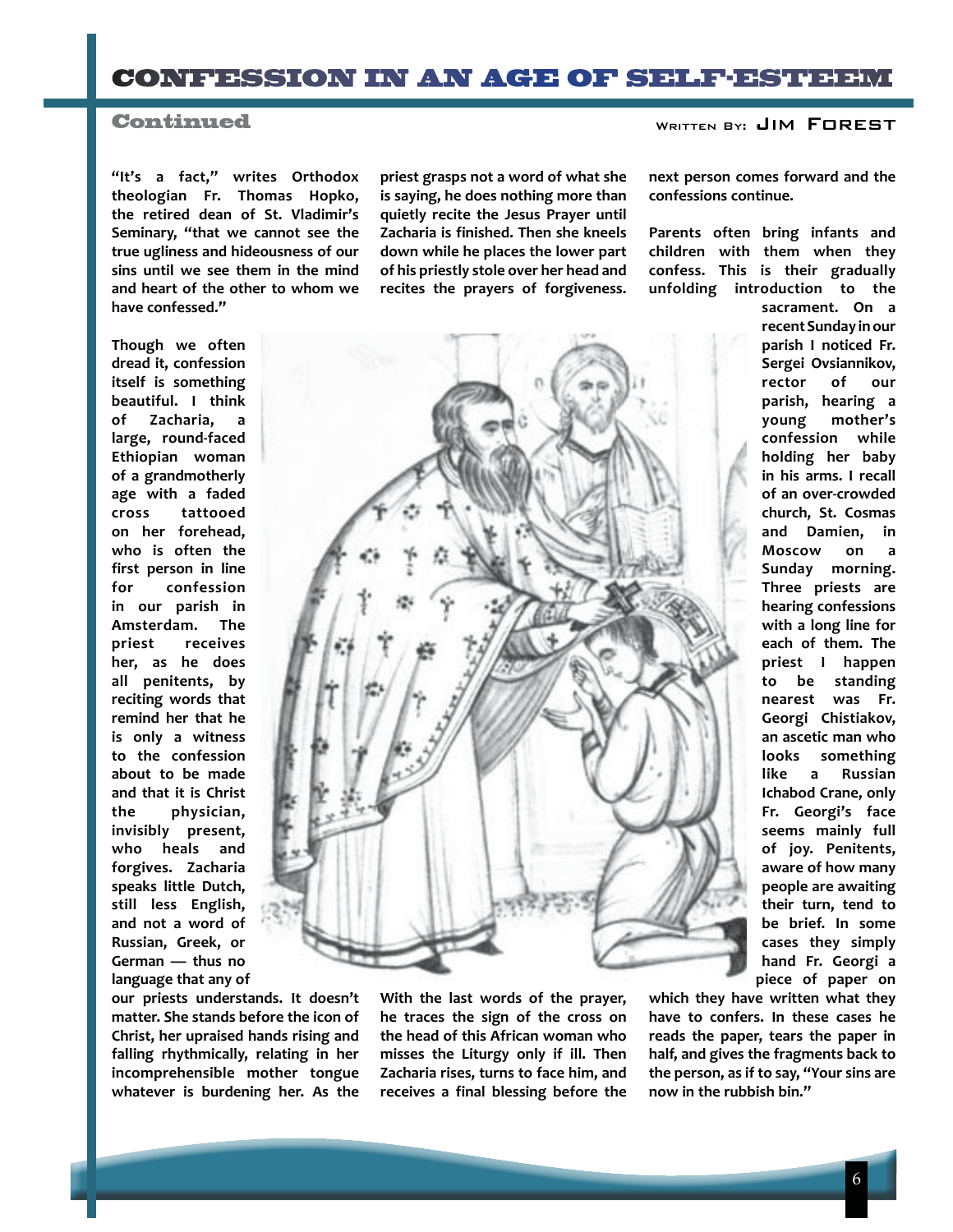# CONFESSION IN AN AGE OF SELF-ESTEEM

## Continued

WRITTEN BY: JIM FOREST

**"It's a fact," writes Orthodox theologian Fr. Thomas Hopko, the retired dean of St. Vladimir's Seminary, "that we cannot see the true ugliness and hideousness of our sins until we see them in the mind and heart of the other to whom we have confessed."**

**Though we often dread it, confession itself is something beautiful. I think of Zacharia, a large, round-faced Ethiopian woman of a grandmotherly age with a faded cross tattooed on her forehead, who is often the first person in line for confession in our parish in Amsterdam. The priest receives her, as he does all penitents, by reciting words that remind her that he is only a witness to the confession about to be made and that it is Christ the physician, invisibly present, who heals and forgives. Zacharia speaks little Dutch, still less English, and not a word of Russian, Greek, or German — thus no language that any of our priests understands. It doesn't matter. She stands before the icon of Christ, her upraised hands rising and falling rhythmically, relating in her incomprehensible mother tongue whatever is burdening her. As the priest grasps not a word of what she is saying, he does nothing more than quietly recite the Jesus Prayer until Zacharia is finished. Then she kneels down while he places the lower part of his priestly stole over her head and recites the prayers of forgiveness. With the last words of the prayer, he traces the sign of the cross on the head of this African woman who misses the Liturgy only if ill. Then Zacharia rises, turns to face him, and receives a final blessing before the next person comes forward and the confessions continue.**

**Parents often bring infants and children with them when they confess. This is their gradually unfolding introduction to the sacrament. On a recent Sunday in our parish I noticed Fr. Sergei Ovsiannikov, rector of our parish, hearing a young mother's confession while holding her baby in his arms. I recall of an over-crowded church, St. Cosmas and Damien, in Moscow on a Sunday morning. Three priests are hearing confessions with a long line for each of them. The priest I happen to be standing nearest was Fr. Georgi Chistiakov, an ascetic man who looks something like a Russian Ichabod Crane, only Fr. Georgi's face seems mainly full of joy. Penitents, aware of how many people are awaiting their turn, tend to be brief. In some cases they simply hand Fr. Georgi a piece of paper on which they have written what they have to confers. In these cases he reads the paper, tears the paper in half, and gives the fragments back to the person, as if to say, "Your sins are now in the rubbish bin."**